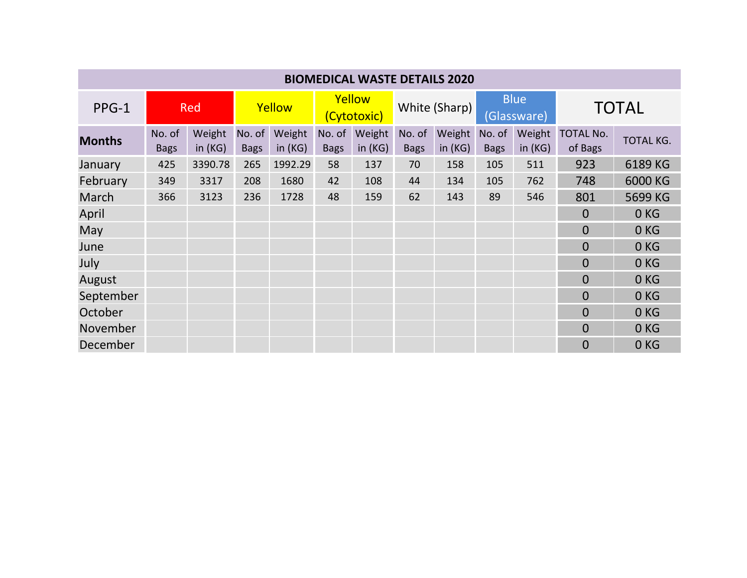| BIOMEDICAL WASTE DETAILS 2020 | | | | | | | | | | | | |
|---|---|---|---|---|---|---|---|---|---|---|---|---|
| PPG-1 | Red | | Yellow | | Yellow (Cytotoxic) | | White (Sharp) | | Blue (Glassware) | | TOTAL | |
| **Months** | No. of Bags | Weight in (KG) | No. of Bags | Weight in (KG) | No. of Bags | Weight in (KG) | No. of Bags | Weight in (KG) | No. of Bags | Weight in (KG) | TOTAL No. of Bags | TOTAL KG. |
| January | 425 | 3390.78 | 265 | 1992.29 | 58 | 137 | 70 | 158 | 105 | 511 | 923 | 6189 KG |
| February | 349 | 3317 | 208 | 1680 | 42 | 108 | 44 | 134 | 105 | 762 | 748 | 6000 KG |
| March | 366 | 3123 | 236 | 1728 | 48 | 159 | 62 | 143 | 89 | 546 | 801 | 5699 KG |
| April | | | | | | | | | | | 0 | 0 KG |
| May | | | | | | | | | | | 0 | 0 KG |
| June | | | | | | | | | | | 0 | 0 KG |
| July | | | | | | | | | | | 0 | 0 KG |
| August | | | | | | | | | | | 0 | 0 KG |
| September | | | | | | | | | | | 0 | 0 KG |
| October | | | | | | | | | | | 0 | 0 KG |
| November | | | | | | | | | | | 0 | 0 KG |
| December | | | | | | | | | | | 0 | 0 KG |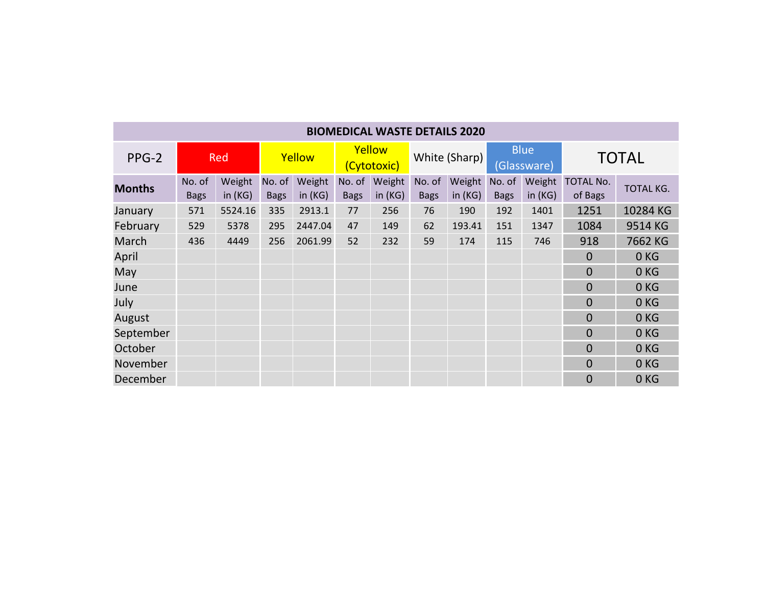| BIOMEDICAL WASTE DETAILS 2020 | | | | | | | | | | | | |
|---|---|---|---|---|---|---|---|---|---|---|---|---|
| PPG-2 | Red | | Yellow | | Yellow (Cytotoxic) | | White (Sharp) | | Blue (Glassware) | | TOTAL | |
| **Months** | No. of Bags | Weight in (KG) | No. of Bags | Weight in (KG) | No. of Bags | Weight in (KG) | No. of Bags | Weight in (KG) | No. of Bags | Weight in (KG) | TOTAL No. of Bags | TOTAL KG. |
| January | 571 | 5524.16 | 335 | 2913.1 | 77 | 256 | 76 | 190 | 192 | 1401 | 1251 | 10284 KG |
| February | 529 | 5378 | 295 | 2447.04 | 47 | 149 | 62 | 193.41 | 151 | 1347 | 1084 | 9514 KG |
| March | 436 | 4449 | 256 | 2061.99 | 52 | 232 | 59 | 174 | 115 | 746 | 918 | 7662 KG |
| April | | | | | | | | | | | 0 | 0 KG |
| May | | | | | | | | | | | 0 | 0 KG |
| June | | | | | | | | | | | 0 | 0 KG |
| July | | | | | | | | | | | 0 | 0 KG |
| August | | | | | | | | | | | 0 | 0 KG |
| September | | | | | | | | | | | 0 | 0 KG |
| October | | | | | | | | | | | 0 | 0 KG |
| November | | | | | | | | | | | 0 | 0 KG |
| December | | | | | | | | | | | 0 | 0 KG |